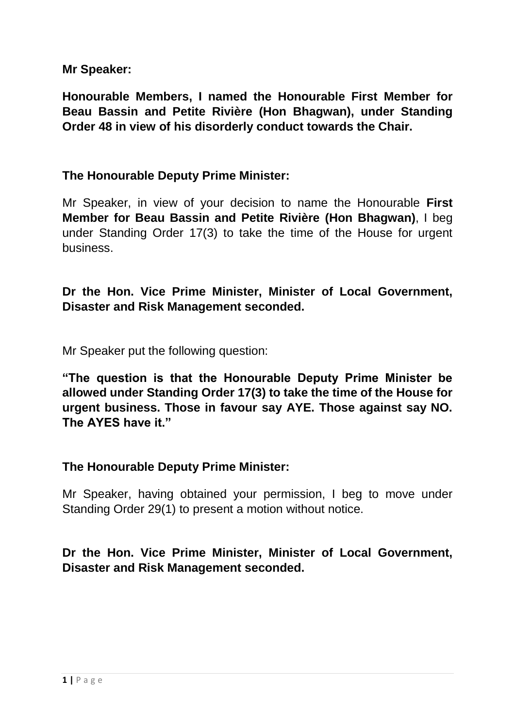**Mr Speaker:**

**Honourable Members, I named the Honourable First Member for Beau Bassin and Petite Rivière (Hon Bhagwan), under Standing Order 48 in view of his disorderly conduct towards the Chair.**

**The Honourable Deputy Prime Minister:**

Mr Speaker, in view of your decision to name the Honourable **First Member for Beau Bassin and Petite Rivière (Hon Bhagwan)**, I beg under Standing Order 17(3) to take the time of the House for urgent business.

**Dr the Hon. Vice Prime Minister, Minister of Local Government, Disaster and Risk Management seconded.**

Mr Speaker put the following question:

**"The question is that the Honourable Deputy Prime Minister be allowed under Standing Order 17(3) to take the time of the House for urgent business. Those in favour say AYE. Those against say NO. The AYES have it."**

**The Honourable Deputy Prime Minister:**

Mr Speaker, having obtained your permission, I beg to move under Standing Order 29(1) to present a motion without notice.

**Dr the Hon. Vice Prime Minister, Minister of Local Government, Disaster and Risk Management seconded.**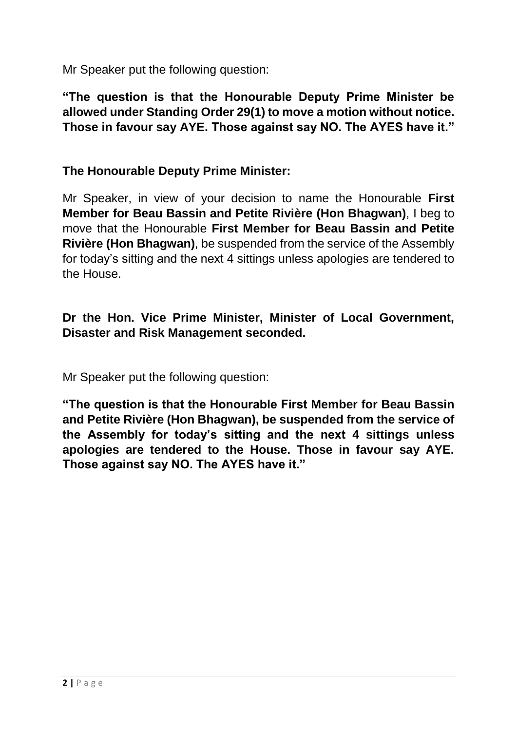Mr Speaker put the following question:

**“The question is that the Honourable Deputy Prime Minister be allowed under Standing Order 29(1) to move a motion without notice. Those in favour say AYE. Those against say NO. The AYES have it.”**

**The Honourable Deputy Prime Minister:**

Mr Speaker, in view of your decision to name the Honourable **First Member for Beau Bassin and Petite Rivière (Hon Bhagwan)**, I beg to move that the Honourable **First Member for Beau Bassin and Petite Rivière (Hon Bhagwan)**, be suspended from the service of the Assembly for today’s sitting and the next 4 sittings unless apologies are tendered to the House.

**Dr the Hon. Vice Prime Minister, Minister of Local Government, Disaster and Risk Management seconded.**

Mr Speaker put the following question:

**“The question is that the Honourable First Member for Beau Bassin and Petite Rivière (Hon Bhagwan), be suspended from the service of the Assembly for today’s sitting and the next 4 sittings unless apologies are tendered to the House. Those in favour say AYE. Those against say NO. The AYES have it.”**